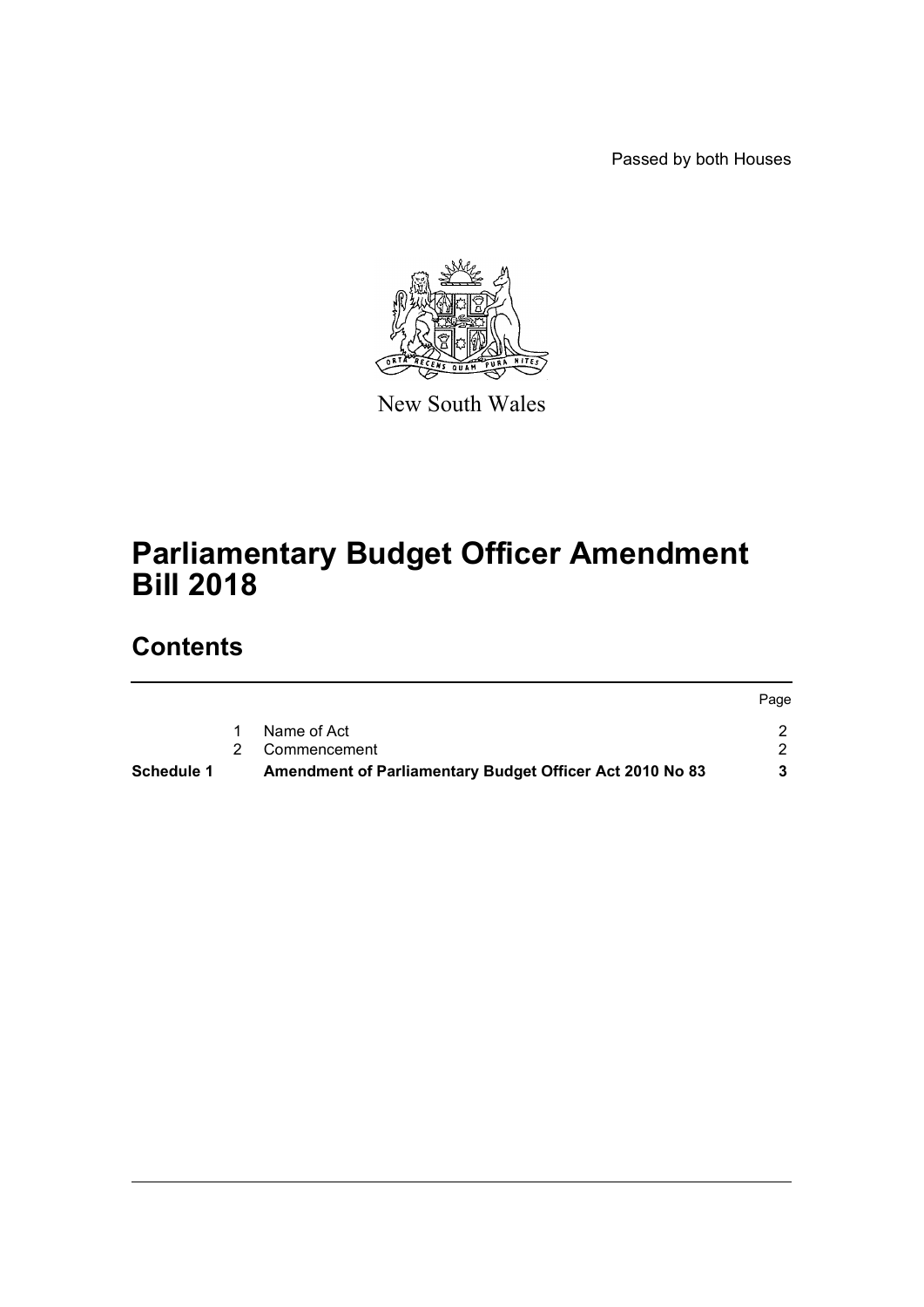Passed by both Houses

New South Wales

# Parliamentary Budget Officer Amendment Bill 2018

## Contents

| | | | Page |
|---|---|---|---|
| | 1 | Name of Act | 2 |
| | 2 | Commencement | 2 |
| **Schedule 1** | | **Amendment of Parliamentary Budget Officer Act 2010 No 83** | **3** |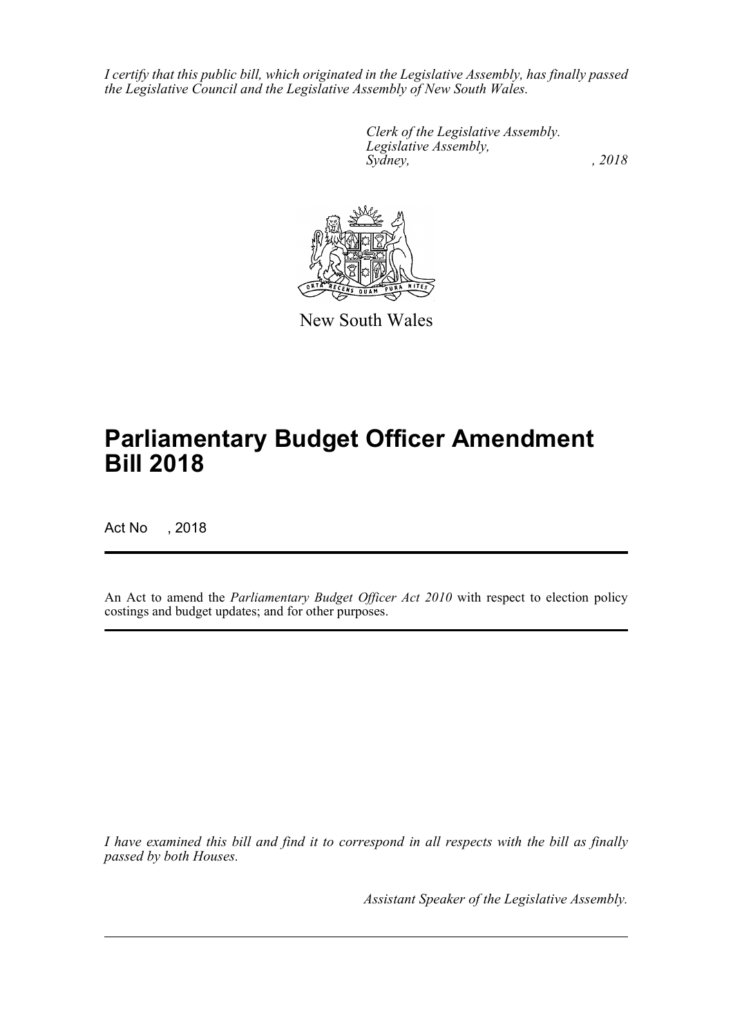*I certify that this public bill, which originated in the Legislative Assembly, has finally passed the Legislative Council and the Legislative Assembly of New South Wales.*

*Clerk of the Legislative Assembly.*
*Legislative Assembly,*
*Sydney, , 2018*

New South Wales

# Parliamentary Budget Officer Amendment Bill 2018

Act No , 2018

An Act to amend the *Parliamentary Budget Officer Act 2010* with respect to election policy costings and budget updates; and for other purposes.

*I have examined this bill and find it to correspond in all respects with the bill as finally passed by both Houses.*

*Assistant Speaker of the Legislative Assembly.*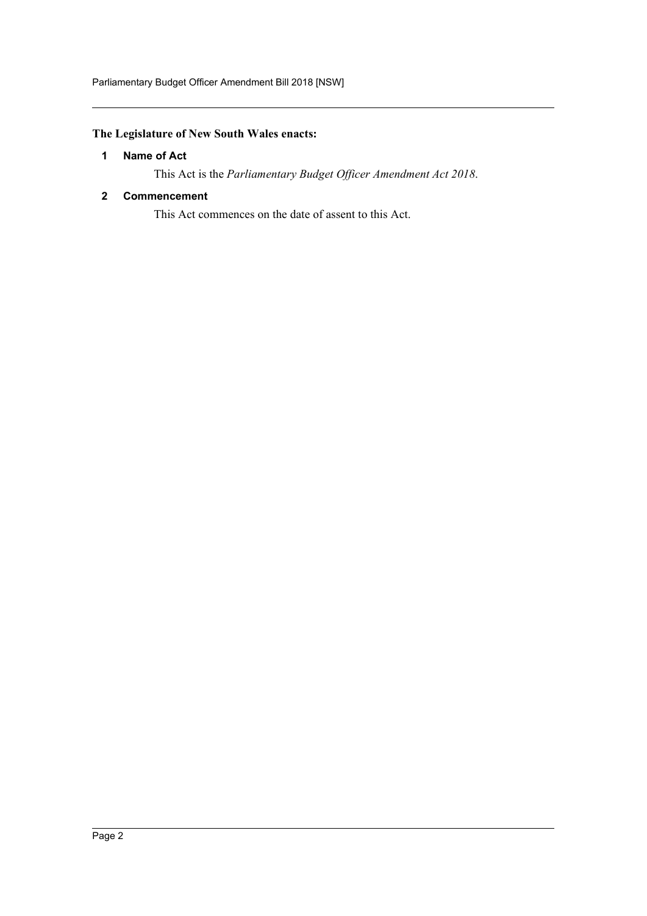**The Legislature of New South Wales enacts:**

## 1 Name of Act

This Act is the *Parliamentary Budget Officer Amendment Act 2018*.

## 2 Commencement

This Act commences on the date of assent to this Act.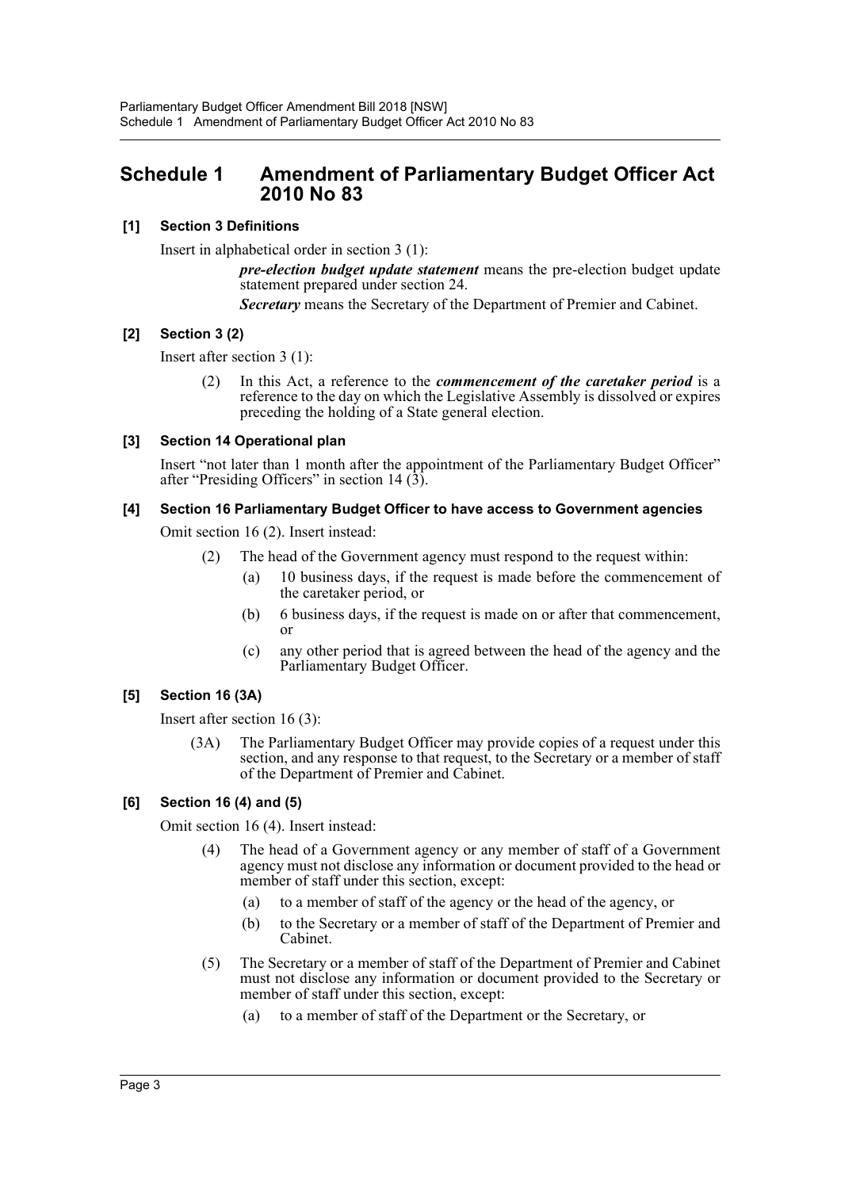# Schedule 1 Amendment of Parliamentary Budget Officer Act 2010 No 83

**[1] Section 3 Definitions**

Insert in alphabetical order in section 3 (1):

> ***pre-election budget update statement*** means the pre-election budget update statement prepared under section 24.
>
> ***Secretary*** means the Secretary of the Department of Premier and Cabinet.

**[2] Section 3 (2)**

Insert after section 3 (1):

> (2) In this Act, a reference to the ***commencement of the caretaker period*** is a reference to the day on which the Legislative Assembly is dissolved or expires preceding the holding of a State general election.

**[3] Section 14 Operational plan**

Insert "not later than 1 month after the appointment of the Parliamentary Budget Officer" after "Presiding Officers" in section 14 (3).

**[4] Section 16 Parliamentary Budget Officer to have access to Government agencies**

Omit section 16 (2). Insert instead:

> (2) The head of the Government agency must respond to the request within:
>
> (a) 10 business days, if the request is made before the commencement of the caretaker period, or
>
> (b) 6 business days, if the request is made on or after that commencement, or
>
> (c) any other period that is agreed between the head of the agency and the Parliamentary Budget Officer.

**[5] Section 16 (3A)**

Insert after section 16 (3):

> (3A) The Parliamentary Budget Officer may provide copies of a request under this section, and any response to that request, to the Secretary or a member of staff of the Department of Premier and Cabinet.

**[6] Section 16 (4) and (5)**

Omit section 16 (4). Insert instead:

> (4) The head of a Government agency or any member of staff of a Government agency must not disclose any information or document provided to the head or member of staff under this section, except:
>
> (a) to a member of staff of the agency or the head of the agency, or
>
> (b) to the Secretary or a member of staff of the Department of Premier and Cabinet.
>
> (5) The Secretary or a member of staff of the Department of Premier and Cabinet must not disclose any information or document provided to the Secretary or member of staff under this section, except:
>
> (a) to a member of staff of the Department or the Secretary, or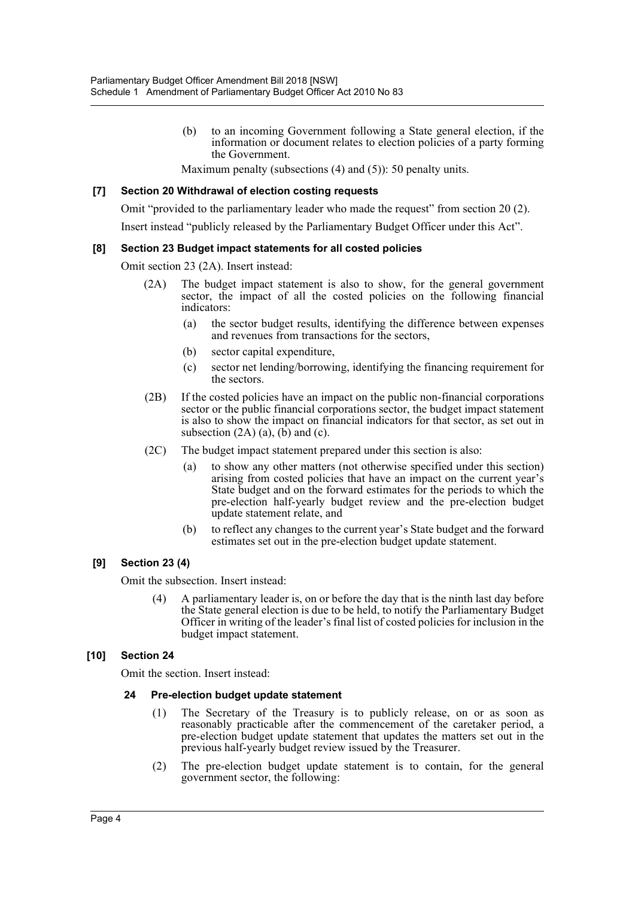(b) to an incoming Government following a State general election, if the information or document relates to election policies of a party forming the Government.

Maximum penalty (subsections (4) and (5)): 50 penalty units.

### [7] Section 20 Withdrawal of election costing requests

Omit "provided to the parliamentary leader who made the request" from section 20 (2).

Insert instead "publicly released by the Parliamentary Budget Officer under this Act".

### [8] Section 23 Budget impact statements for all costed policies

Omit section 23 (2A). Insert instead:

(2A) The budget impact statement is also to show, for the general government sector, the impact of all the costed policies on the following financial indicators:

(a) the sector budget results, identifying the difference between expenses and revenues from transactions for the sectors,

(b) sector capital expenditure,

(c) sector net lending/borrowing, identifying the financing requirement for the sectors.

(2B) If the costed policies have an impact on the public non-financial corporations sector or the public financial corporations sector, the budget impact statement is also to show the impact on financial indicators for that sector, as set out in subsection (2A) (a), (b) and (c).

(2C) The budget impact statement prepared under this section is also:

(a) to show any other matters (not otherwise specified under this section) arising from costed policies that have an impact on the current year's State budget and on the forward estimates for the periods to which the pre-election half-yearly budget review and the pre-election budget update statement relate, and

(b) to reflect any changes to the current year's State budget and the forward estimates set out in the pre-election budget update statement.

### [9] Section 23 (4)

Omit the subsection. Insert instead:

(4) A parliamentary leader is, on or before the day that is the ninth last day before the State general election is due to be held, to notify the Parliamentary Budget Officer in writing of the leader's final list of costed policies for inclusion in the budget impact statement.

### [10] Section 24

Omit the section. Insert instead:

#### 24 Pre-election budget update statement

(1) The Secretary of the Treasury is to publicly release, on or as soon as reasonably practicable after the commencement of the caretaker period, a pre-election budget update statement that updates the matters set out in the previous half-yearly budget review issued by the Treasurer.

(2) The pre-election budget update statement is to contain, for the general government sector, the following: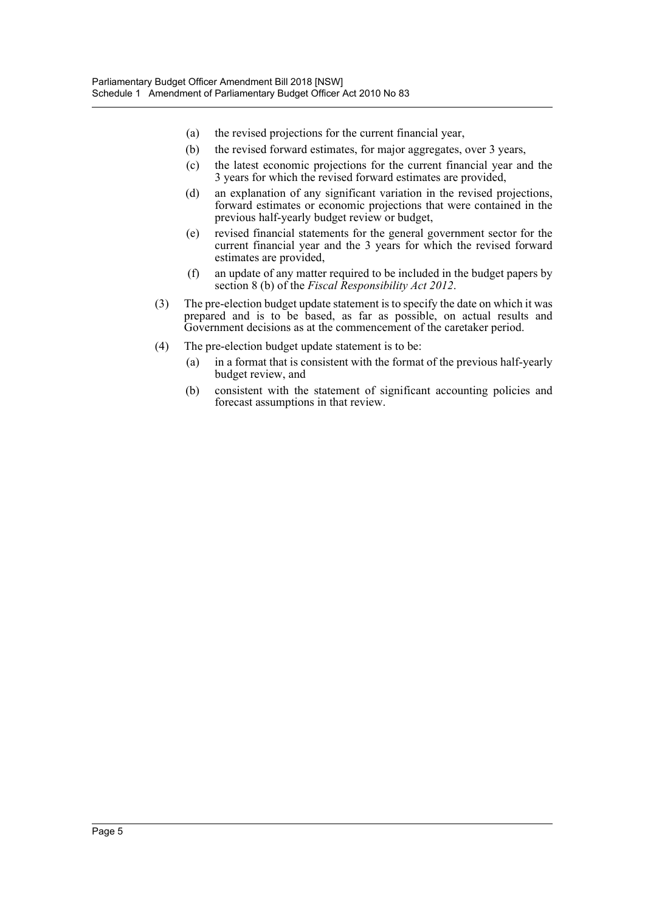- (a) the revised projections for the current financial year,
- (b) the revised forward estimates, for major aggregates, over 3 years,
- (c) the latest economic projections for the current financial year and the 3 years for which the revised forward estimates are provided,
- (d) an explanation of any significant variation in the revised projections, forward estimates or economic projections that were contained in the previous half-yearly budget review or budget,
- (e) revised financial statements for the general government sector for the current financial year and the 3 years for which the revised forward estimates are provided,
- (f) an update of any matter required to be included in the budget papers by section 8 (b) of the *Fiscal Responsibility Act 2012*.

(3) The pre-election budget update statement is to specify the date on which it was prepared and is to be based, as far as possible, on actual results and Government decisions as at the commencement of the caretaker period.

(4) The pre-election budget update statement is to be:

- (a) in a format that is consistent with the format of the previous half-yearly budget review, and
- (b) consistent with the statement of significant accounting policies and forecast assumptions in that review.